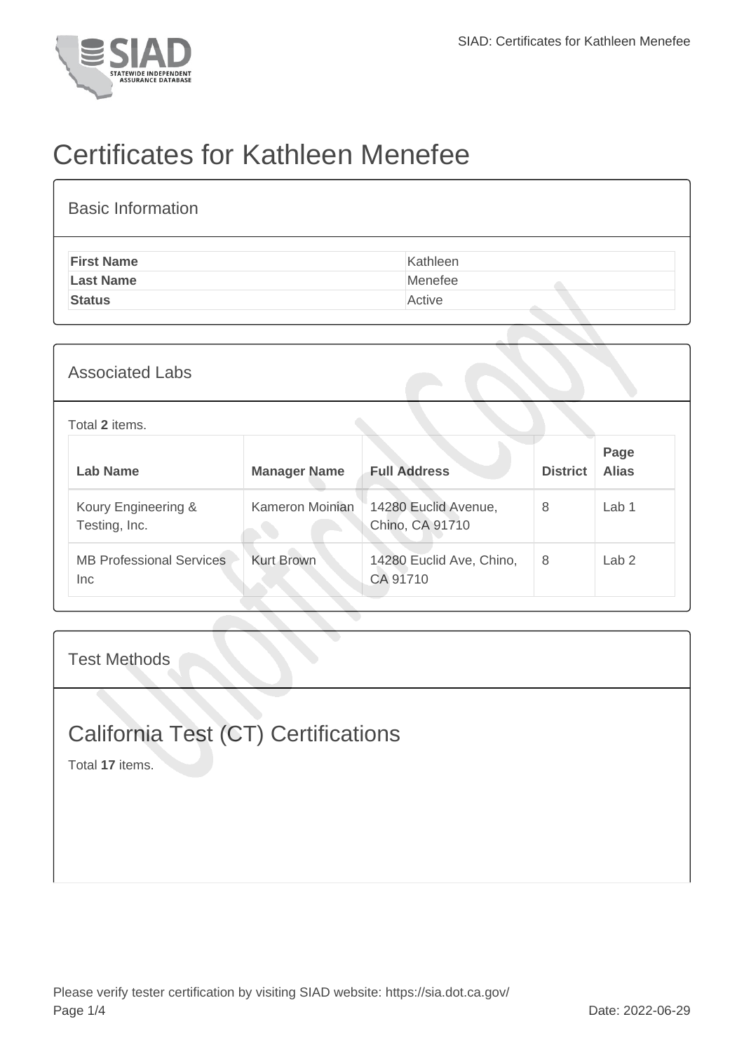# Certificates for Kathleen Menefee

## Basic Information

| | |
|---|---|
| **First Name** | Kathleen |
| **Last Name** | Menefee |
| **Status** | Active |

## Associated Labs

Total **2** items.

| Lab Name | Manager Name | Full Address | District | Page Alias |
|---|---|---|---|---|
| Koury Engineering & Testing, Inc. | Kameron Moinian | 14280 Euclid Avenue, Chino, CA 91710 | 8 | Lab 1 |
| MB Professional Services Inc | Kurt Brown | 14280 Euclid Ave, Chino, CA 91710 | 8 | Lab 2 |

## Test Methods

# California Test (CT) Certifications

Total **17** items.

Please verify tester certification by visiting SIAD website: https://sia.dot.ca.gov/

Date: 2022-06-29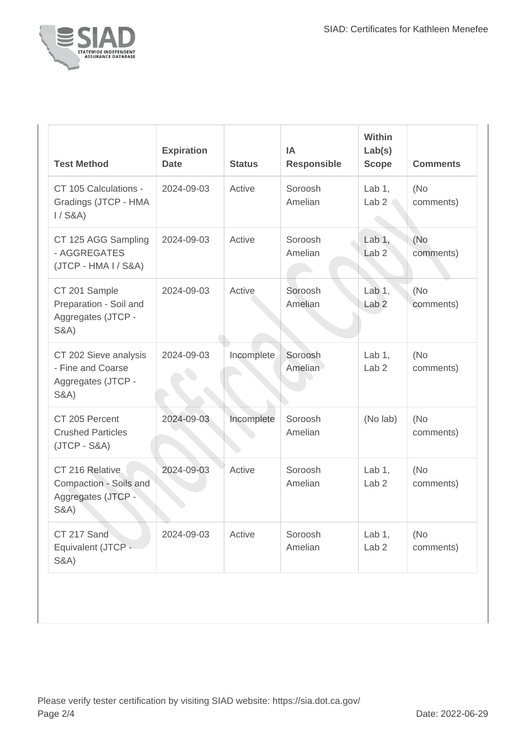| Test Method | Expiration Date | Status | IA Responsible | Within Lab(s) Scope | Comments |
|---|---|---|---|---|---|
| CT 105 Calculations - Gradings (JTCP - HMA I / S&A) | 2024-09-03 | Active | Soroosh Amelian | Lab 1, Lab 2 | (No comments) |
| CT 125 AGG Sampling - AGGREGATES (JTCP - HMA I / S&A) | 2024-09-03 | Active | Soroosh Amelian | Lab 1, Lab 2 | (No comments) |
| CT 201 Sample Preparation - Soil and Aggregates (JTCP - S&A) | 2024-09-03 | Active | Soroosh Amelian | Lab 1, Lab 2 | (No comments) |
| CT 202 Sieve analysis - Fine and Coarse Aggregates (JTCP - S&A) | 2024-09-03 | Incomplete | Soroosh Amelian | Lab 1, Lab 2 | (No comments) |
| CT 205 Percent Crushed Particles (JTCP - S&A) | 2024-09-03 | Incomplete | Soroosh Amelian | (No lab) | (No comments) |
| CT 216 Relative Compaction - Soils and Aggregates (JTCP - S&A) | 2024-09-03 | Active | Soroosh Amelian | Lab 1, Lab 2 | (No comments) |
| CT 217 Sand Equivalent (JTCP - S&A) | 2024-09-03 | Active | Soroosh Amelian | Lab 1, Lab 2 | (No comments) |

Please verify tester certification by visiting SIAD website: https://sia.dot.ca.gov/

Date: 2022-06-29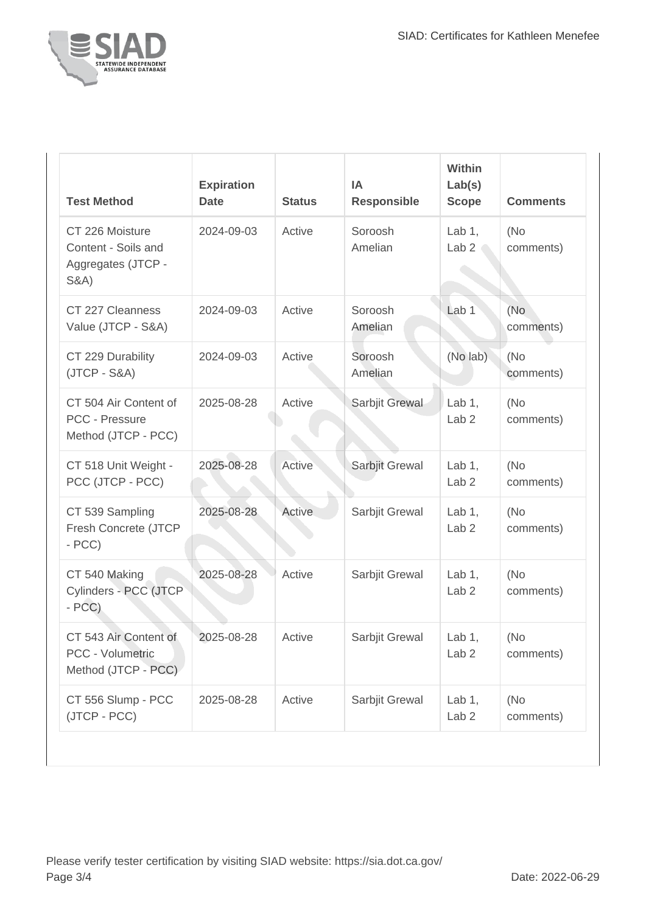| Test Method | Expiration Date | Status | IA Responsible | Within Lab(s) Scope | Comments |
| --- | --- | --- | --- | --- | --- |
| CT 226 Moisture Content - Soils and Aggregates (JTCP - S&A) | 2024-09-03 | Active | Soroosh Amelian | Lab 1, Lab 2 | (No comments) |
| CT 227 Cleanness Value (JTCP - S&A) | 2024-09-03 | Active | Soroosh Amelian | Lab 1 | (No comments) |
| CT 229 Durability (JTCP - S&A) | 2024-09-03 | Active | Soroosh Amelian | (No lab) | (No comments) |
| CT 504 Air Content of PCC - Pressure Method (JTCP - PCC) | 2025-08-28 | Active | Sarbjit Grewal | Lab 1, Lab 2 | (No comments) |
| CT 518 Unit Weight - PCC (JTCP - PCC) | 2025-08-28 | Active | Sarbjit Grewal | Lab 1, Lab 2 | (No comments) |
| CT 539 Sampling Fresh Concrete (JTCP - PCC) | 2025-08-28 | Active | Sarbjit Grewal | Lab 1, Lab 2 | (No comments) |
| CT 540 Making Cylinders - PCC (JTCP - PCC) | 2025-08-28 | Active | Sarbjit Grewal | Lab 1, Lab 2 | (No comments) |
| CT 543 Air Content of PCC - Volumetric Method (JTCP - PCC) | 2025-08-28 | Active | Sarbjit Grewal | Lab 1, Lab 2 | (No comments) |
| CT 556 Slump - PCC (JTCP - PCC) | 2025-08-28 | Active | Sarbjit Grewal | Lab 1, Lab 2 | (No comments) |

Please verify tester certification by visiting SIAD website: https://sia.dot.ca.gov/

Date: 2022-06-29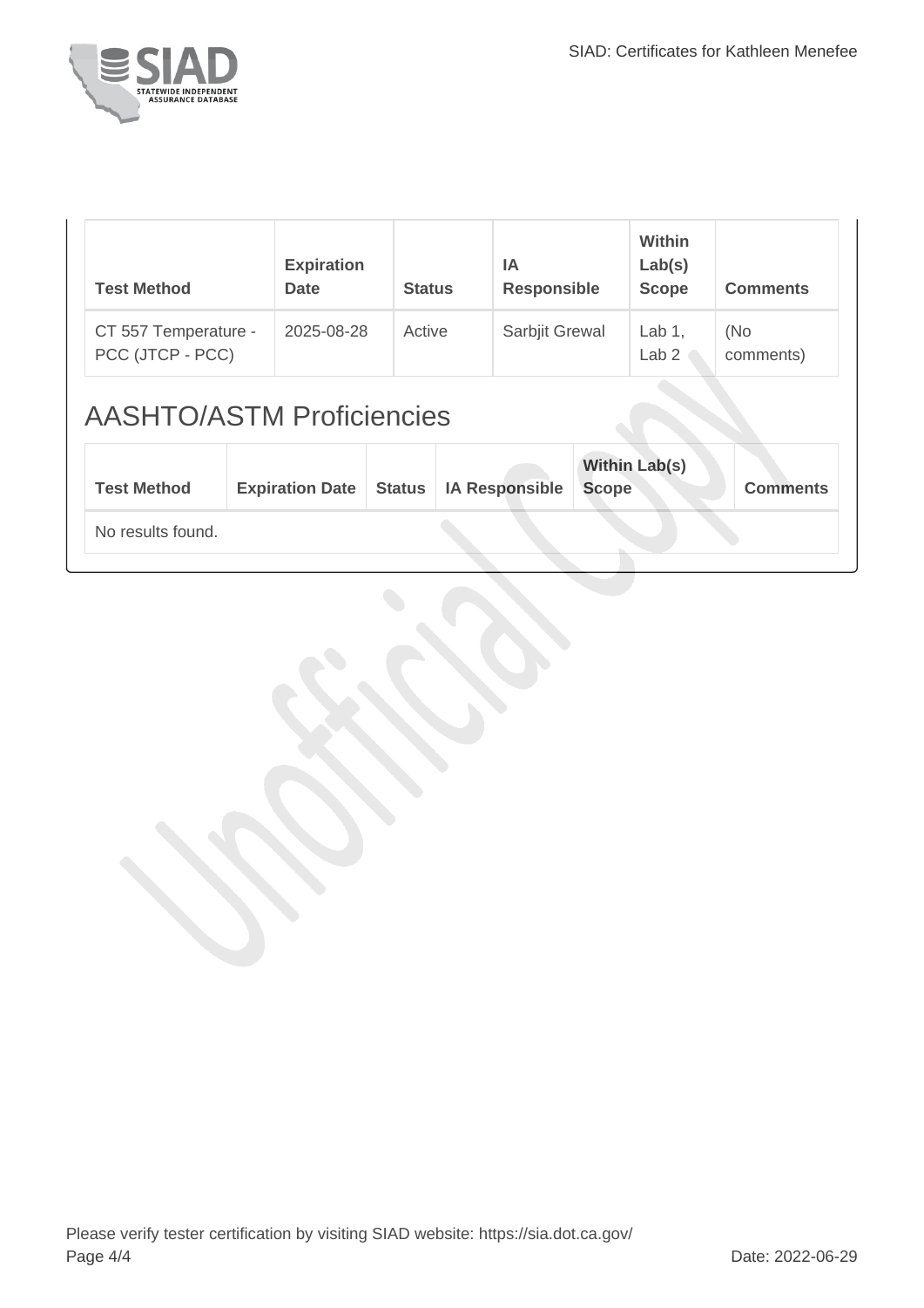| Test Method | Expiration Date | Status | IA Responsible | Within Lab(s) Scope | Comments |
| --- | --- | --- | --- | --- | --- |
| CT 557 Temperature - PCC (JTCP - PCC) | 2025-08-28 | Active | Sarbjit Grewal | Lab 1, Lab 2 | (No comments) |

## AASHTO/ASTM Proficiencies

| Test Method | Expiration Date | Status | IA Responsible | Within Lab(s) Scope | Comments |
| --- | --- | --- | --- | --- | --- |
| No results found. | | | | | |

Please verify tester certification by visiting SIAD website: https://sia.dot.ca.gov/

Date: 2022-06-29